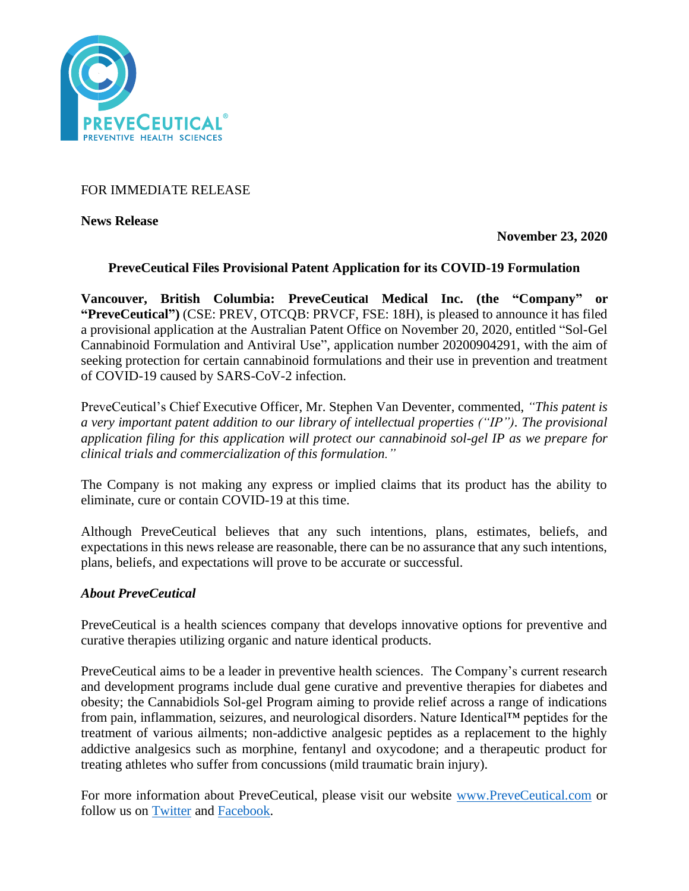FOR IMMEDIATE RELEASE

**News Release**

**November 23, 2020**

## PreveCeutical Files Provisional Patent Application for its COVID-19 Formulation

**Vancouver, British Columbia: PreveCeutical Medical Inc. (the "Company" or "PreveCeutical")** (CSE: PREV, OTCQB: PRVCF, FSE: 18H), is pleased to announce it has filed a provisional application at the Australian Patent Office on November 20, 2020, entitled "Sol-Gel Cannabinoid Formulation and Antiviral Use", application number 20200904291, with the aim of seeking protection for certain cannabinoid formulations and their use in prevention and treatment of COVID-19 caused by SARS-CoV-2 infection.

PreveCeutical's Chief Executive Officer, Mr. Stephen Van Deventer, commented, *"This patent is a very important patent addition to our library of intellectual properties ("IP"). The provisional application filing for this application will protect our cannabinoid sol-gel IP as we prepare for clinical trials and commercialization of this formulation."*

The Company is not making any express or implied claims that its product has the ability to eliminate, cure or contain COVID-19 at this time.

Although PreveCeutical believes that any such intentions, plans, estimates, beliefs, and expectations in this news release are reasonable, there can be no assurance that any such intentions, plans, beliefs, and expectations will prove to be accurate or successful.

### *About PreveCeutical*

PreveCeutical is a health sciences company that develops innovative options for preventive and curative therapies utilizing organic and nature identical products.

PreveCeutical aims to be a leader in preventive health sciences. The Company's current research and development programs include dual gene curative and preventive therapies for diabetes and obesity; the Cannabidiols Sol-gel Program aiming to provide relief across a range of indications from pain, inflammation, seizures, and neurological disorders. Nature Identical™ peptides for the treatment of various ailments; non-addictive analgesic peptides as a replacement to the highly addictive analgesics such as morphine, fentanyl and oxycodone; and a therapeutic product for treating athletes who suffer from concussions (mild traumatic brain injury).

For more information about PreveCeutical, please visit our website [www.PreveCeutical.com](www.PreveCeutical.com) or follow us on [Twitter]() and [Facebook]().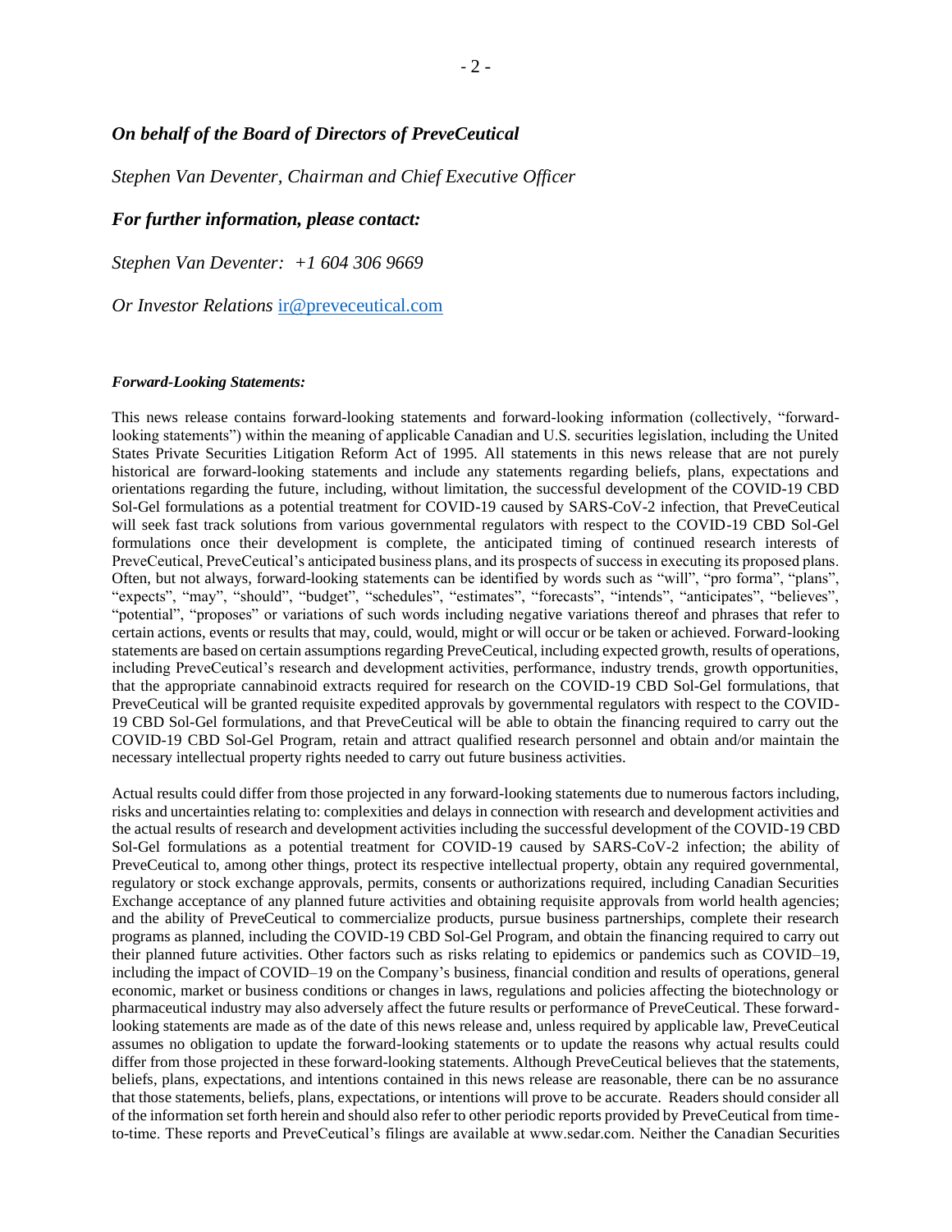***On behalf of the Board of Directors of PreveCeutical***

*Stephen Van Deventer, Chairman and Chief Executive Officer*

***For further information, please contact:***

*Stephen Van Deventer: +1 604 306 9669*

*Or Investor Relations* [ir@preveceutical.com](mailto:ir@preveceutical.com)

***Forward-Looking Statements:***

This news release contains forward-looking statements and forward-looking information (collectively, "forward-looking statements") within the meaning of applicable Canadian and U.S. securities legislation, including the United States Private Securities Litigation Reform Act of 1995. All statements in this news release that are not purely historical are forward-looking statements and include any statements regarding beliefs, plans, expectations and orientations regarding the future, including, without limitation, the successful development of the COVID-19 CBD Sol-Gel formulations as a potential treatment for COVID-19 caused by SARS-CoV-2 infection, that PreveCeutical will seek fast track solutions from various governmental regulators with respect to the COVID-19 CBD Sol-Gel formulations once their development is complete, the anticipated timing of continued research interests of PreveCeutical, PreveCeutical's anticipated business plans, and its prospects of success in executing its proposed plans. Often, but not always, forward-looking statements can be identified by words such as "will", "pro forma", "plans", "expects", "may", "should", "budget", "schedules", "estimates", "forecasts", "intends", "anticipates", "believes", "potential", "proposes" or variations of such words including negative variations thereof and phrases that refer to certain actions, events or results that may, could, would, might or will occur or be taken or achieved. Forward-looking statements are based on certain assumptions regarding PreveCeutical, including expected growth, results of operations, including PreveCeutical's research and development activities, performance, industry trends, growth opportunities, that the appropriate cannabinoid extracts required for research on the COVID-19 CBD Sol-Gel formulations, that PreveCeutical will be granted requisite expedited approvals by governmental regulators with respect to the COVID-19 CBD Sol-Gel formulations, and that PreveCeutical will be able to obtain the financing required to carry out the COVID-19 CBD Sol-Gel Program, retain and attract qualified research personnel and obtain and/or maintain the necessary intellectual property rights needed to carry out future business activities.

Actual results could differ from those projected in any forward-looking statements due to numerous factors including, risks and uncertainties relating to: complexities and delays in connection with research and development activities and the actual results of research and development activities including the successful development of the COVID-19 CBD Sol-Gel formulations as a potential treatment for COVID-19 caused by SARS-CoV-2 infection; the ability of PreveCeutical to, among other things, protect its respective intellectual property, obtain any required governmental, regulatory or stock exchange approvals, permits, consents or authorizations required, including Canadian Securities Exchange acceptance of any planned future activities and obtaining requisite approvals from world health agencies; and the ability of PreveCeutical to commercialize products, pursue business partnerships, complete their research programs as planned, including the COVID-19 CBD Sol-Gel Program, and obtain the financing required to carry out their planned future activities. Other factors such as risks relating to epidemics or pandemics such as COVID–19, including the impact of COVID–19 on the Company's business, financial condition and results of operations, general economic, market or business conditions or changes in laws, regulations and policies affecting the biotechnology or pharmaceutical industry may also adversely affect the future results or performance of PreveCeutical. These forward-looking statements are made as of the date of this news release and, unless required by applicable law, PreveCeutical assumes no obligation to update the forward-looking statements or to update the reasons why actual results could differ from those projected in these forward-looking statements. Although PreveCeutical believes that the statements, beliefs, plans, expectations, and intentions contained in this news release are reasonable, there can be no assurance that those statements, beliefs, plans, expectations, or intentions will prove to be accurate. Readers should consider all of the information set forth herein and should also refer to other periodic reports provided by PreveCeutical from time-to-time. These reports and PreveCeutical's filings are available at www.sedar.com. Neither the Canadian Securities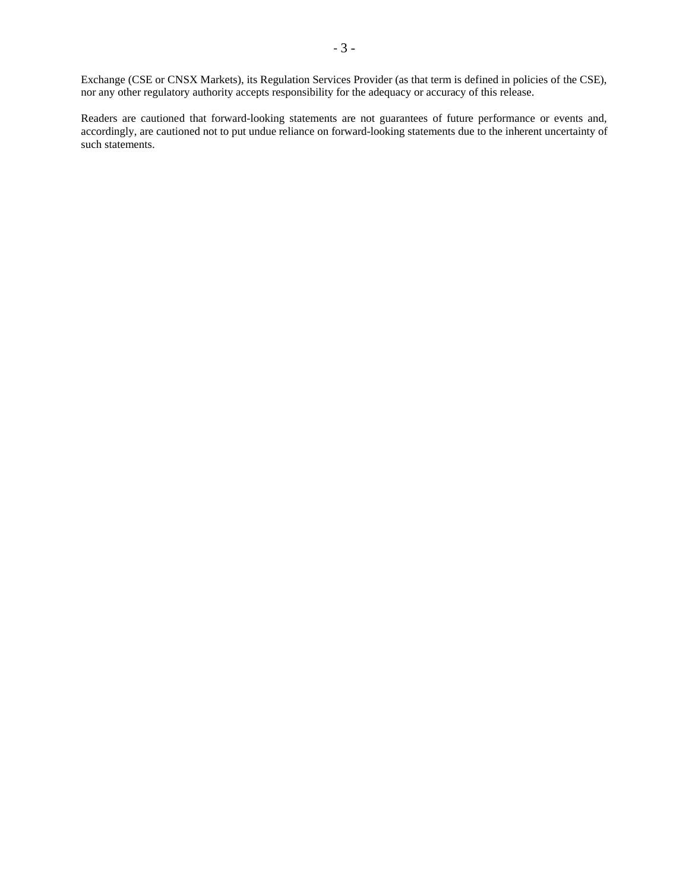Exchange (CSE or CNSX Markets), its Regulation Services Provider (as that term is defined in policies of the CSE), nor any other regulatory authority accepts responsibility for the adequacy or accuracy of this release.

Readers are cautioned that forward-looking statements are not guarantees of future performance or events and, accordingly, are cautioned not to put undue reliance on forward-looking statements due to the inherent uncertainty of such statements.